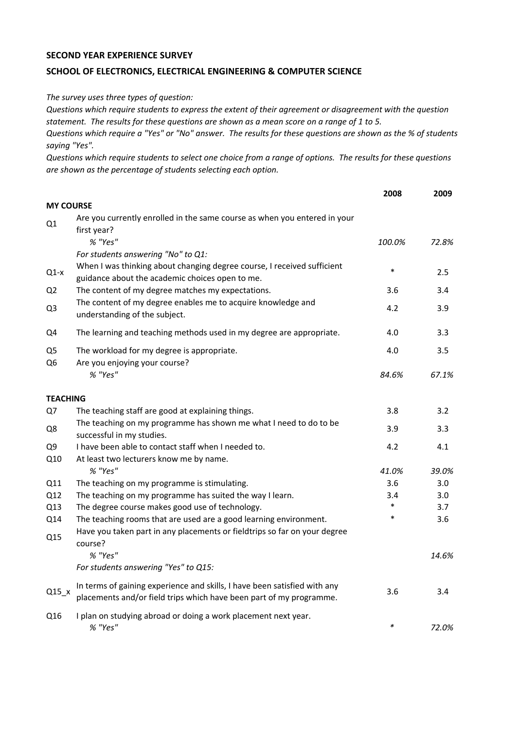**SECOND YEAR EXPERIENCE SURVEY**

**SCHOOL OF ELECTRONICS, ELECTRICAL ENGINEERING & COMPUTER SCIENCE**

*The survey uses three types of question:*
*Questions which require students to express the extent of their agreement or disagreement with the question statement. The results for these questions are shown as a mean score on a range of 1 to 5.*
*Questions which require a "Yes" or "No" answer. The results for these questions are shown as the % of students saying "Yes".*
*Questions which require students to select one choice from a range of options. The results for these questions are shown as the percentage of students selecting each option.*

| | | 2008 | 2009 |
|---|---|---|---|
| **MY COURSE** | | | |
| Q1 | Are you currently enrolled in the same course as when you entered in your first year? | | |
| | *% "Yes"* | *100.0%* | *72.8%* |
| | *For students answering "No" to Q1:* | | |
| Q1-x | When I was thinking about changing degree course, I received sufficient guidance about the academic choices open to me. | * | 2.5 |
| Q2 | The content of my degree matches my expectations. | 3.6 | 3.4 |
| Q3 | The content of my degree enables me to acquire knowledge and understanding of the subject. | 4.2 | 3.9 |
| Q4 | The learning and teaching methods used in my degree are appropriate. | 4.0 | 3.3 |
| Q5 | The workload for my degree is appropriate. | 4.0 | 3.5 |
| Q6 | Are you enjoying your course? | | |
| | *% "Yes"* | *84.6%* | *67.1%* |
| **TEACHING** | | | |
| Q7 | The teaching staff are good at explaining things. | 3.8 | 3.2 |
| Q8 | The teaching on my programme has shown me what I need to do to be successful in my studies. | 3.9 | 3.3 |
| Q9 | I have been able to contact staff when I needed to. | 4.2 | 4.1 |
| Q10 | At least two lecturers know me by name. | | |
| | *% "Yes"* | *41.0%* | *39.0%* |
| Q11 | The teaching on my programme is stimulating. | 3.6 | 3.0 |
| Q12 | The teaching on my programme has suited the way I learn. | 3.4 | 3.0 |
| Q13 | The degree course makes good use of technology. | * | 3.7 |
| Q14 | The teaching rooms that are used are a good learning environment. | * | 3.6 |
| Q15 | Have you taken part in any placements or fieldtrips so far on your degree course? | | |
| | *% "Yes"* | | *14.6%* |
| | *For students answering "Yes" to Q15:* | | |
| Q15_x | In terms of gaining experience and skills, I have been satisfied with any placements and/or field trips which have been part of my programme. | 3.6 | 3.4 |
| Q16 | I plan on studying abroad or doing a work placement next year. | | |
| | *% "Yes"* | * | *72.0%* |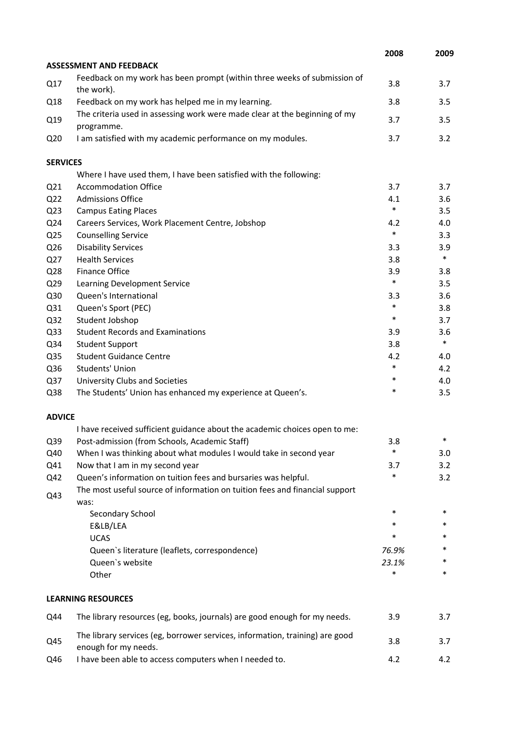| | | 2008 | 2009 |
|---|---|---|---|
| | **ASSESSMENT AND FEEDBACK** | | |
| Q17 | Feedback on my work has been prompt (within three weeks of submission of the work). | 3.8 | 3.7 |
| Q18 | Feedback on my work has helped me in my learning. | 3.8 | 3.5 |
| Q19 | The criteria used in assessing work were made clear at the beginning of my programme. | 3.7 | 3.5 |
| Q20 | I am satisfied with my academic performance on my modules. | 3.7 | 3.2 |
| **SERVICES** | | | |
| | Where I have used them, I have been satisfied with the following: | | |
| Q21 | Accommodation Office | 3.7 | 3.7 |
| Q22 | Admissions Office | 4.1 | 3.6 |
| Q23 | Campus Eating Places | * | 3.5 |
| Q24 | Careers Services, Work Placement Centre, Jobshop | 4.2 | 4.0 |
| Q25 | Counselling Service | * | 3.3 |
| Q26 | Disability Services | 3.3 | 3.9 |
| Q27 | Health Services | 3.8 | * |
| Q28 | Finance Office | 3.9 | 3.8 |
| Q29 | Learning Development Service | * | 3.5 |
| Q30 | Queen's International | 3.3 | 3.6 |
| Q31 | Queen's Sport (PEC) | * | 3.8 |
| Q32 | Student Jobshop | * | 3.7 |
| Q33 | Student Records and Examinations | 3.9 | 3.6 |
| Q34 | Student Support | 3.8 | * |
| Q35 | Student Guidance Centre | 4.2 | 4.0 |
| Q36 | Students' Union | * | 4.2 |
| Q37 | University Clubs and Societies | * | 4.0 |
| Q38 | The Students' Union has enhanced my experience at Queen's. | * | 3.5 |
| **ADVICE** | | | |
| | I have received sufficient guidance about the academic choices open to me: | | |
| Q39 | Post-admission (from Schools, Academic Staff) | 3.8 | * |
| Q40 | When I was thinking about what modules I would take in second year | * | 3.0 |
| Q41 | Now that I am in my second year | 3.7 | 3.2 |
| Q42 | Queen's information on tuition fees and bursaries was helpful. | * | 3.2 |
| Q43 | The most useful source of information on tuition fees and financial support was: | | |
| | Secondary School | * | * |
| | E&LB/LEA | * | * |
| | UCAS | * | * |
| | Queen`s literature (leaflets, correspondence) | *76.9%* | * |
| | Queen`s website | *23.1%* | * |
| | Other | * | * |
| **LEARNING RESOURCES** | | | |
| Q44 | The library resources (eg, books, journals) are good enough for my needs. | 3.9 | 3.7 |
| Q45 | The library services (eg, borrower services, information, training) are good enough for my needs. | 3.8 | 3.7 |
| Q46 | I have been able to access computers when I needed to. | 4.2 | 4.2 |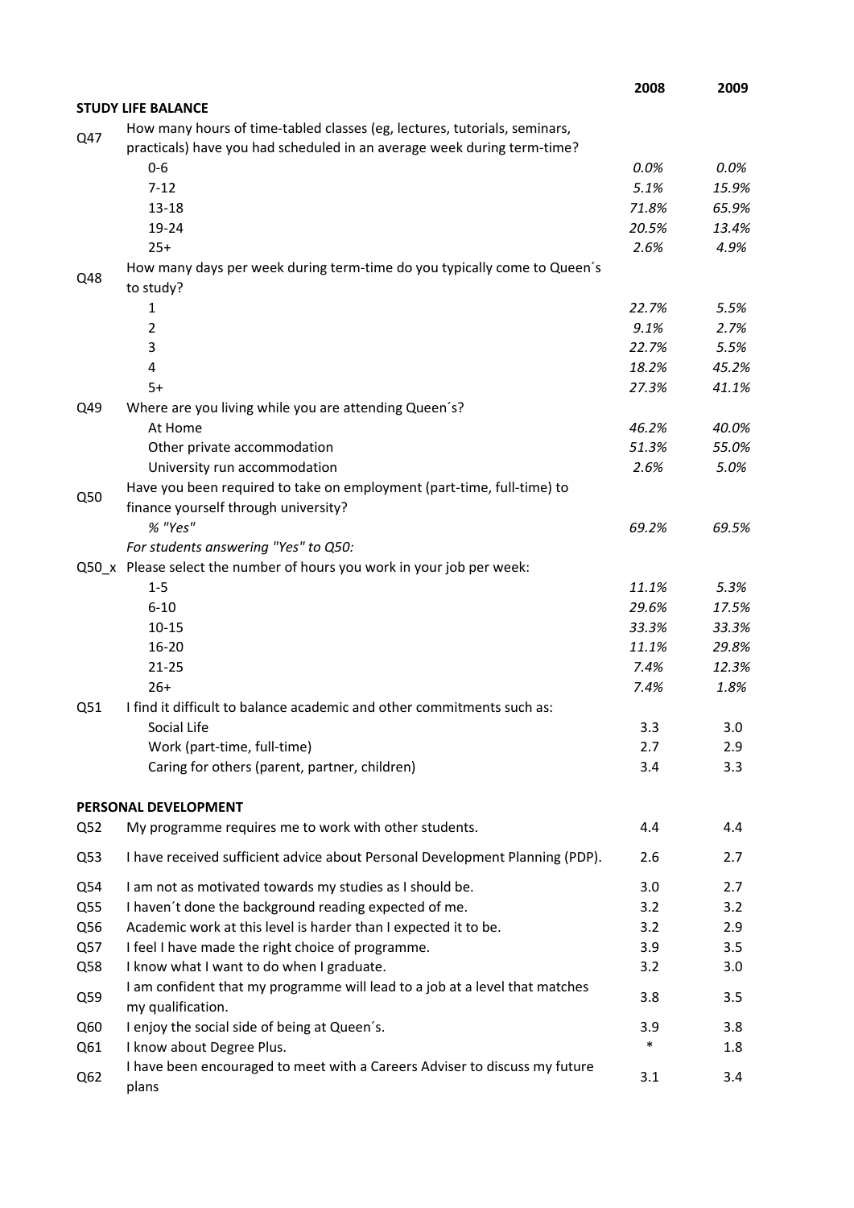| | | 2008 | 2009 |
|---|---|---|---|
| **STUDY LIFE BALANCE** | | | |
| Q47 | How many hours of time-tabled classes (eg, lectures, tutorials, seminars, practicals) have you had scheduled in an average week during term-time? | | |
| | 0-6 | *0.0%* | *0.0%* |
| | 7-12 | *5.1%* | *15.9%* |
| | 13-18 | *71.8%* | *65.9%* |
| | 19-24 | *20.5%* | *13.4%* |
| | 25+ | *2.6%* | *4.9%* |
| Q48 | How many days per week during term-time do you typically come to Queen´s to study? | | |
| | 1 | *22.7%* | *5.5%* |
| | 2 | *9.1%* | *2.7%* |
| | 3 | *22.7%* | *5.5%* |
| | 4 | *18.2%* | *45.2%* |
| | 5+ | *27.3%* | *41.1%* |
| Q49 | Where are you living while you are attending Queen´s? | | |
| | At Home | *46.2%* | *40.0%* |
| | Other private accommodation | *51.3%* | *55.0%* |
| | University run accommodation | *2.6%* | *5.0%* |
| Q50 | Have you been required to take on employment (part-time, full-time) to finance yourself through university? | | |
| | *% "Yes"* | *69.2%* | *69.5%* |
| | *For students answering "Yes" to Q50:* | | |
| Q50_x | Please select the number of hours you work in your job per week: | | |
| | 1-5 | *11.1%* | *5.3%* |
| | 6-10 | *29.6%* | *17.5%* |
| | 10-15 | *33.3%* | *33.3%* |
| | 16-20 | *11.1%* | *29.8%* |
| | 21-25 | *7.4%* | *12.3%* |
| | 26+ | *7.4%* | *1.8%* |
| Q51 | I find it difficult to balance academic and other commitments such as: | | |
| | Social Life | 3.3 | 3.0 |
| | Work (part-time, full-time) | 2.7 | 2.9 |
| | Caring for others (parent, partner, children) | 3.4 | 3.3 |
| **PERSONAL DEVELOPMENT** | | | |
| Q52 | My programme requires me to work with other students. | 4.4 | 4.4 |
| Q53 | I have received sufficient advice about Personal Development Planning (PDP). | 2.6 | 2.7 |
| Q54 | I am not as motivated towards my studies as I should be. | 3.0 | 2.7 |
| Q55 | I haven´t done the background reading expected of me. | 3.2 | 3.2 |
| Q56 | Academic work at this level is harder than I expected it to be. | 3.2 | 2.9 |
| Q57 | I feel I have made the right choice of programme. | 3.9 | 3.5 |
| Q58 | I know what I want to do when I graduate. | 3.2 | 3.0 |
| Q59 | I am confident that my programme will lead to a job at a level that matches my qualification. | 3.8 | 3.5 |
| Q60 | I enjoy the social side of being at Queen´s. | 3.9 | 3.8 |
| Q61 | I know about Degree Plus. | * | 1.8 |
| Q62 | I have been encouraged to meet with a Careers Adviser to discuss my future plans | 3.1 | 3.4 |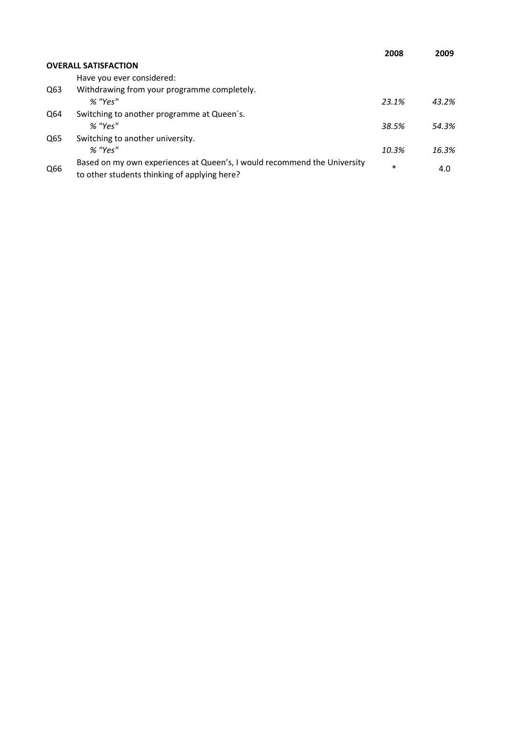| | | 2008 | 2009 |
|---|---|---|---|
| **OVERALL SATISFACTION** | | | |
| | Have you ever considered: | | |
| Q63 | Withdrawing from your programme completely. | | |
| | *% "Yes"* | *23.1%* | *43.2%* |
| Q64 | Switching to another programme at Queen´s. | | |
| | *% "Yes"* | *38.5%* | *54.3%* |
| Q65 | Switching to another university. | | |
| | *% "Yes"* | *10.3%* | *16.3%* |
| Q66 | Based on my own experiences at Queen’s, I would recommend the University to other students thinking of applying here? | * | 4.0 |